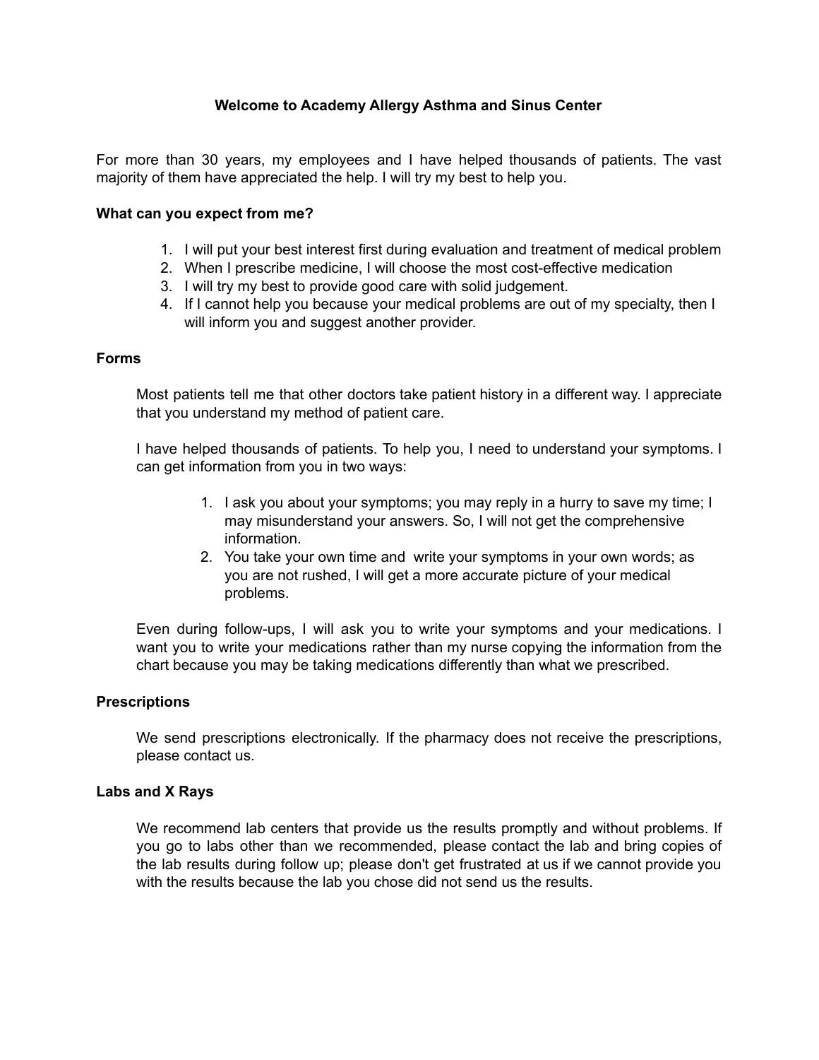# Welcome to Academy Allergy Asthma and Sinus Center

For more than 30 years, my employees and I have helped thousands of patients. The vast majority of them have appreciated the help. I will try my best to help you.

**What can you expect from me?**

1. I will put your best interest first during evaluation and treatment of medical problem
2. When I prescribe medicine, I will choose the most cost-effective medication
3. I will try my best to provide good care with solid judgement.
4. If I cannot help you because your medical problems are out of my specialty, then I will inform you and suggest another provider.

**Forms**

Most patients tell me that other doctors take patient history in a different way. I appreciate that you understand my method of patient care.

I have helped thousands of patients. To help you, I need to understand your symptoms. I can get information from you in two ways:

1. I ask you about your symptoms; you may reply in a hurry to save my time; I may misunderstand your answers. So, I will not get the comprehensive information.
2. You take your own time and write your symptoms in your own words; as you are not rushed, I will get a more accurate picture of your medical problems.

Even during follow-ups, I will ask you to write your symptoms and your medications. I want you to write your medications rather than my nurse copying the information from the chart because you may be taking medications differently than what we prescribed.

**Prescriptions**

We send prescriptions electronically. If the pharmacy does not receive the prescriptions, please contact us.

**Labs and X Rays**

We recommend lab centers that provide us the results promptly and without problems. If you go to labs other than we recommended, please contact the lab and bring copies of the lab results during follow up; please don't get frustrated at us if we cannot provide you with the results because the lab you chose did not send us the results.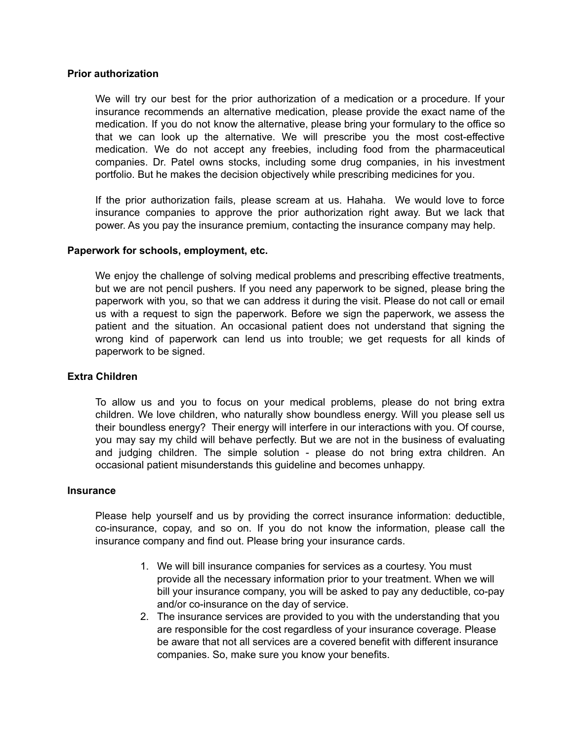**Prior authorization**

We will try our best for the prior authorization of a medication or a procedure. If your insurance recommends an alternative medication, please provide the exact name of the medication. If you do not know the alternative, please bring your formulary to the office so that we can look up the alternative. We will prescribe you the most cost-effective medication. We do not accept any freebies, including food from the pharmaceutical companies. Dr. Patel owns stocks, including some drug companies, in his investment portfolio. But he makes the decision objectively while prescribing medicines for you.

If the prior authorization fails, please scream at us. Hahaha. We would love to force insurance companies to approve the prior authorization right away. But we lack that power. As you pay the insurance premium, contacting the insurance company may help.

**Paperwork for schools, employment, etc.**

We enjoy the challenge of solving medical problems and prescribing effective treatments, but we are not pencil pushers. If you need any paperwork to be signed, please bring the paperwork with you, so that we can address it during the visit. Please do not call or email us with a request to sign the paperwork. Before we sign the paperwork, we assess the patient and the situation. An occasional patient does not understand that signing the wrong kind of paperwork can lend us into trouble; we get requests for all kinds of paperwork to be signed.

**Extra Children**

To allow us and you to focus on your medical problems, please do not bring extra children. We love children, who naturally show boundless energy. Will you please sell us their boundless energy? Their energy will interfere in our interactions with you. Of course, you may say my child will behave perfectly. But we are not in the business of evaluating and judging children. The simple solution - please do not bring extra children. An occasional patient misunderstands this guideline and becomes unhappy.

**Insurance**

Please help yourself and us by providing the correct insurance information: deductible, co-insurance, copay, and so on. If you do not know the information, please call the insurance company and find out. Please bring your insurance cards.

1. We will bill insurance companies for services as a courtesy. You must provide all the necessary information prior to your treatment. When we will bill your insurance company, you will be asked to pay any deductible, co-pay and/or co-insurance on the day of service.
2. The insurance services are provided to you with the understanding that you are responsible for the cost regardless of your insurance coverage. Please be aware that not all services are a covered benefit with different insurance companies. So, make sure you know your benefits.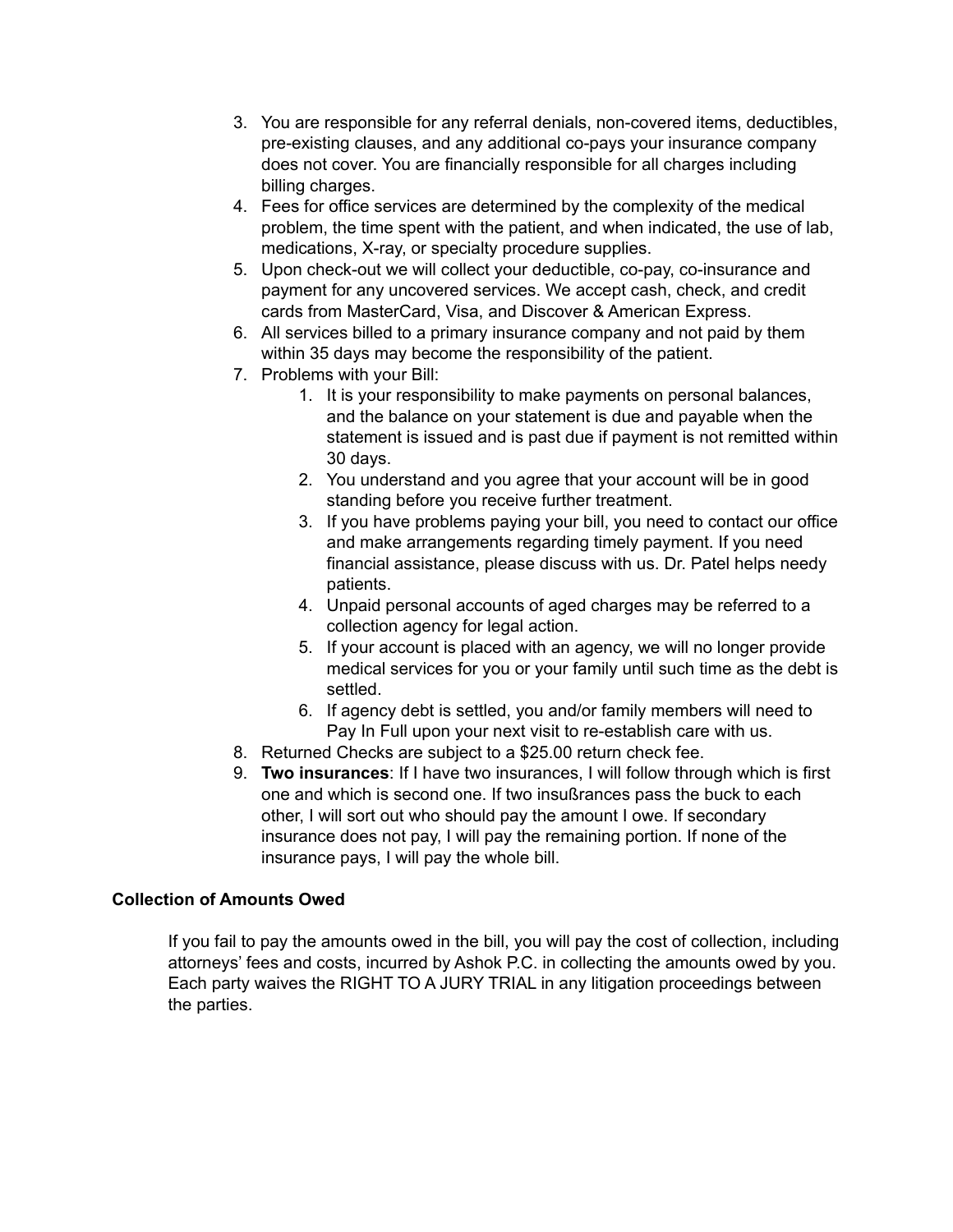3. You are responsible for any referral denials, non-covered items, deductibles, pre-existing clauses, and any additional co-pays your insurance company does not cover. You are financially responsible for all charges including billing charges.
4. Fees for office services are determined by the complexity of the medical problem, the time spent with the patient, and when indicated, the use of lab, medications, X-ray, or specialty procedure supplies.
5. Upon check-out we will collect your deductible, co-pay, co-insurance and payment for any uncovered services. We accept cash, check, and credit cards from MasterCard, Visa, and Discover & American Express.
6. All services billed to a primary insurance company and not paid by them within 35 days may become the responsibility of the patient.
7. Problems with your Bill:
    1. It is your responsibility to make payments on personal balances, and the balance on your statement is due and payable when the statement is issued and is past due if payment is not remitted within 30 days.
    2. You understand and you agree that your account will be in good standing before you receive further treatment.
    3. If you have problems paying your bill, you need to contact our office and make arrangements regarding timely payment. If you need financial assistance, please discuss with us. Dr. Patel helps needy patients.
    4. Unpaid personal accounts of aged charges may be referred to a collection agency for legal action.
    5. If your account is placed with an agency, we will no longer provide medical services for you or your family until such time as the debt is settled.
    6. If agency debt is settled, you and/or family members will need to Pay In Full upon your next visit to re-establish care with us.
8. Returned Checks are subject to a $25.00 return check fee.
9. **Two insurances**: If I have two insurances, I will follow through which is first one and which is second one. If two insußrances pass the buck to each other, I will sort out who should pay the amount I owe. If secondary insurance does not pay, I will pay the remaining portion. If none of the insurance pays, I will pay the whole bill.

**Collection of Amounts Owed**

If you fail to pay the amounts owed in the bill, you will pay the cost of collection, including attorneys' fees and costs, incurred by Ashok P.C. in collecting the amounts owed by you. Each party waives the RIGHT TO A JURY TRIAL in any litigation proceedings between the parties.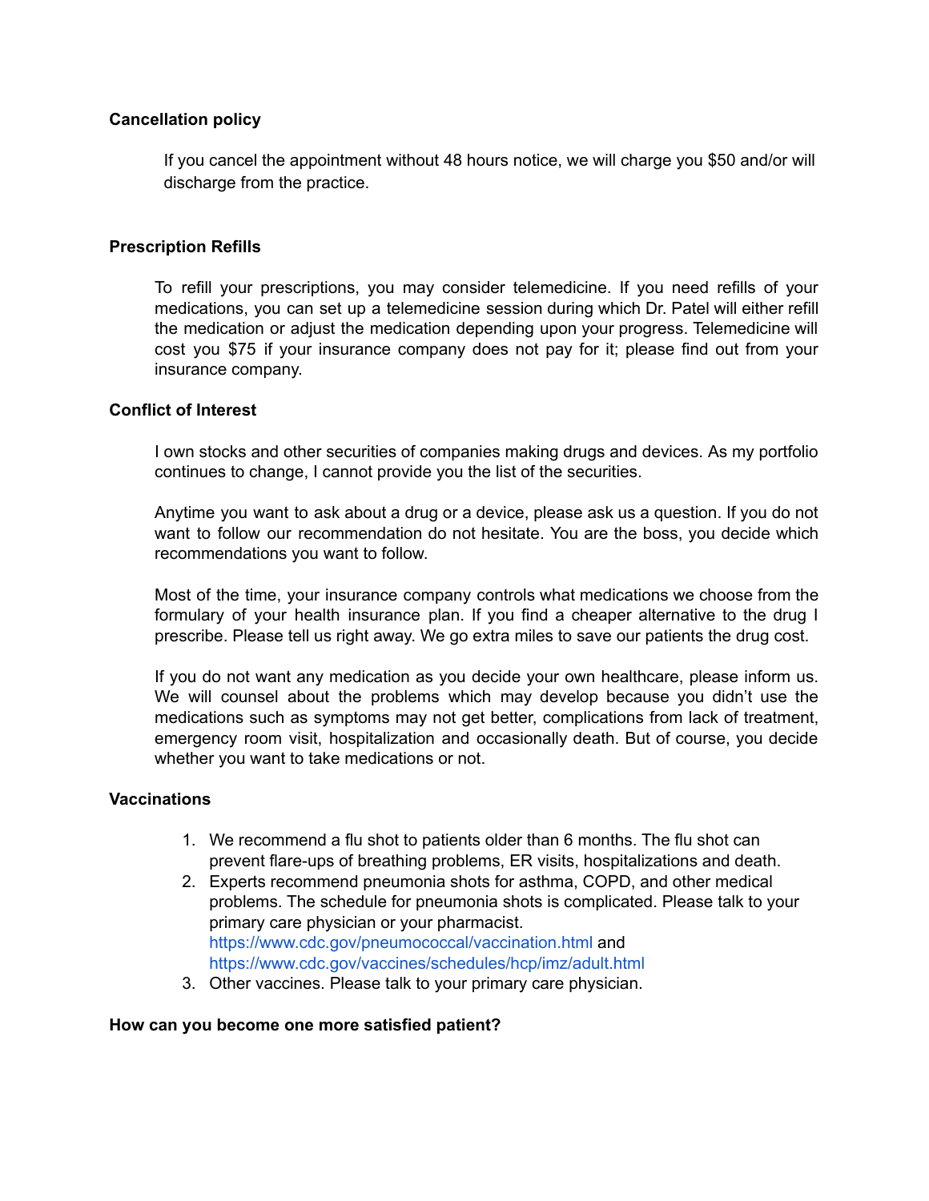**Cancellation policy**

If you cancel the appointment without 48 hours notice, we will charge you $50 and/or will discharge from the practice.

**Prescription Refills**

To refill your prescriptions, you may consider telemedicine. If you need refills of your medications, you can set up a telemedicine session during which Dr. Patel will either refill the medication or adjust the medication depending upon your progress. Telemedicine will cost you $75 if your insurance company does not pay for it; please find out from your insurance company.

**Conflict of Interest**

I own stocks and other securities of companies making drugs and devices. As my portfolio continues to change, I cannot provide you the list of the securities.

Anytime you want to ask about a drug or a device, please ask us a question. If you do not want to follow our recommendation do not hesitate. You are the boss, you decide which recommendations you want to follow.

Most of the time, your insurance company controls what medications we choose from the formulary of your health insurance plan. If you find a cheaper alternative to the drug I prescribe. Please tell us right away. We go extra miles to save our patients the drug cost.

If you do not want any medication as you decide your own healthcare, please inform us. We will counsel about the problems which may develop because you didn't use the medications such as symptoms may not get better, complications from lack of treatment, emergency room visit, hospitalization and occasionally death. But of course, you decide whether you want to take medications or not.

**Vaccinations**

1. We recommend a flu shot to patients older than 6 months. The flu shot can prevent flare-ups of breathing problems, ER visits, hospitalizations and death.
2. Experts recommend pneumonia shots for asthma, COPD, and other medical problems. The schedule for pneumonia shots is complicated. Please talk to your primary care physician or your pharmacist. https://www.cdc.gov/pneumococcal/vaccination.html and https://www.cdc.gov/vaccines/schedules/hcp/imz/adult.html
3. Other vaccines. Please talk to your primary care physician.

**How can you become one more satisfied patient?**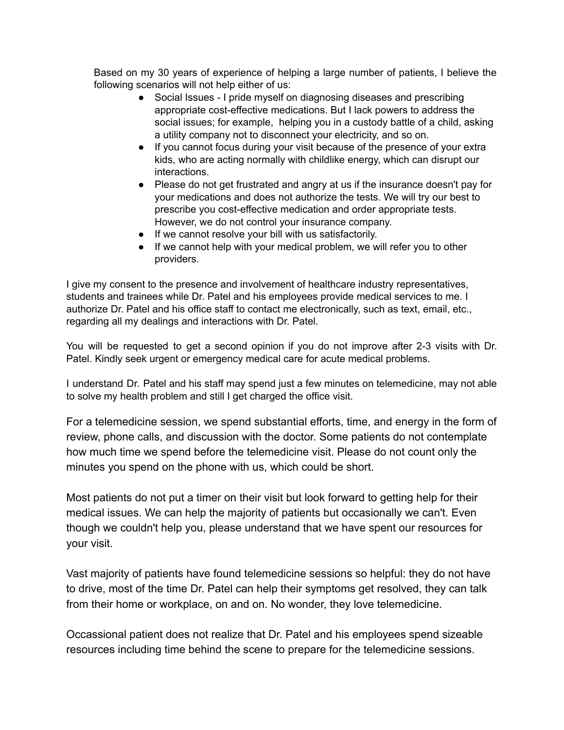Based on my 30 years of experience of helping a large number of patients, I believe the following scenarios will not help either of us:

- Social Issues - I pride myself on diagnosing diseases and prescribing appropriate cost-effective medications. But I lack powers to address the social issues; for example, helping you in a custody battle of a child, asking a utility company not to disconnect your electricity, and so on.
- If you cannot focus during your visit because of the presence of your extra kids, who are acting normally with childlike energy, which can disrupt our interactions.
- Please do not get frustrated and angry at us if the insurance doesn't pay for your medications and does not authorize the tests. We will try our best to prescribe you cost-effective medication and order appropriate tests. However, we do not control your insurance company.
- If we cannot resolve your bill with us satisfactorily.
- If we cannot help with your medical problem, we will refer you to other providers.

I give my consent to the presence and involvement of healthcare industry representatives, students and trainees while Dr. Patel and his employees provide medical services to me. I authorize Dr. Patel and his office staff to contact me electronically, such as text, email, etc., regarding all my dealings and interactions with Dr. Patel.

You will be requested to get a second opinion if you do not improve after 2-3 visits with Dr. Patel. Kindly seek urgent or emergency medical care for acute medical problems.

I understand Dr. Patel and his staff may spend just a few minutes on telemedicine, may not able to solve my health problem and still I get charged the office visit.

For a telemedicine session, we spend substantial efforts, time, and energy in the form of review, phone calls, and discussion with the doctor. Some patients do not contemplate how much time we spend before the telemedicine visit. Please do not count only the minutes you spend on the phone with us, which could be short.

Most patients do not put a timer on their visit but look forward to getting help for their medical issues. We can help the majority of patients but occasionally we can't. Even though we couldn't help you, please understand that we have spent our resources for your visit.

Vast majority of patients have found telemedicine sessions so helpful: they do not have to drive, most of the time Dr. Patel can help their symptoms get resolved, they can talk from their home or workplace, on and on. No wonder, they love telemedicine.

Occassional patient does not realize that Dr. Patel and his employees spend sizeable resources including time behind the scene to prepare for the telemedicine sessions.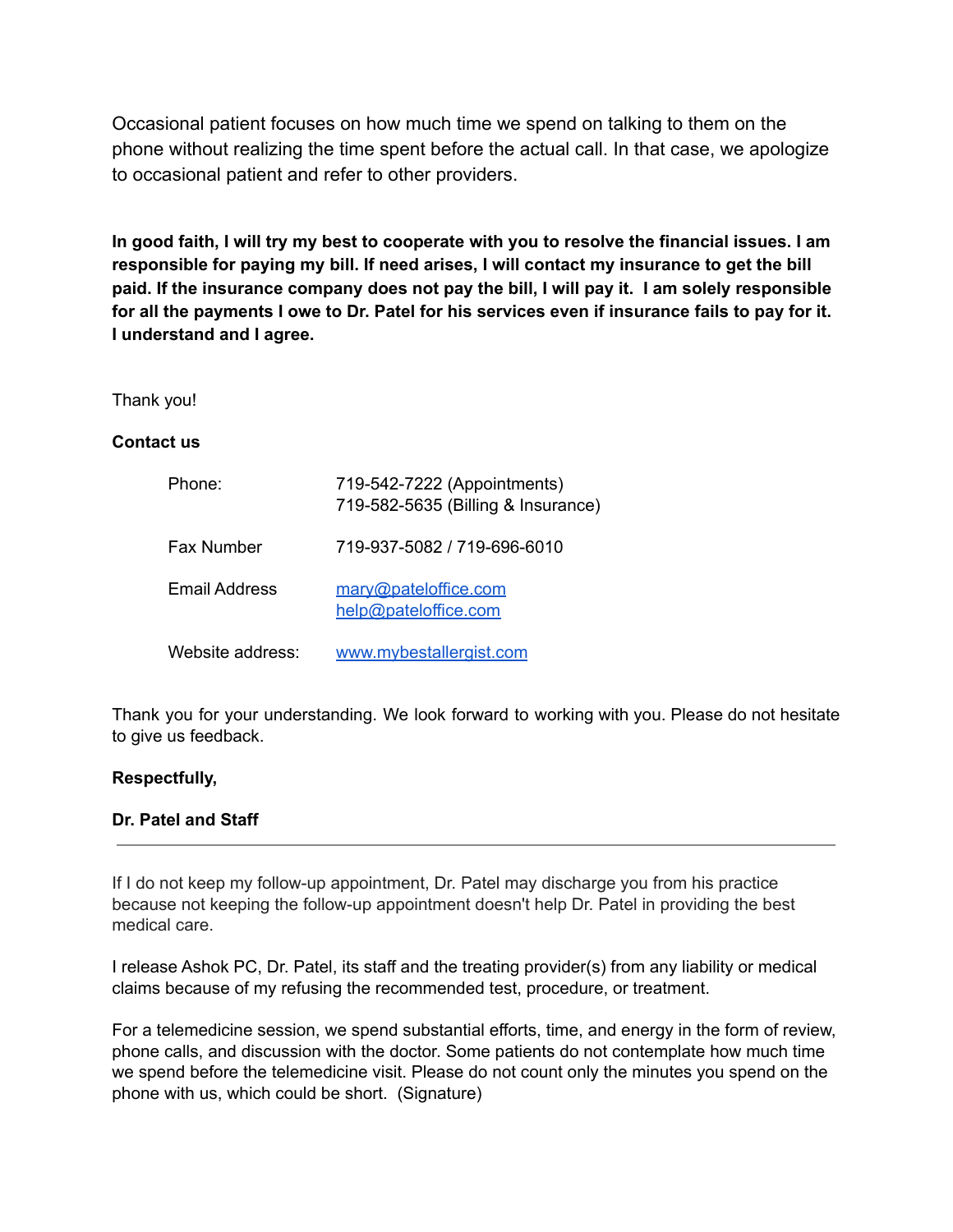Occasional patient focuses on how much time we spend on talking to them on the phone without realizing the time spent before the actual call. In that case, we apologize to occasional patient and refer to other providers.

**In good faith, I will try my best to cooperate with you to resolve the financial issues. I am responsible for paying my bill. If need arises, I will contact my insurance to get the bill paid. If the insurance company does not pay the bill, I will pay it. I am solely responsible for all the payments I owe to Dr. Patel for his services even if insurance fails to pay for it. I understand and I agree.**

Thank you!

**Contact us**

| | |
|---|---|
| Phone: | 719-542-7222 (Appointments)<br>719-582-5635 (Billing & Insurance) |
| Fax Number | 719-937-5082 / 719-696-6010 |
| Email Address | mary@pateloffice.com<br>help@pateloffice.com |
| Website address: | www.mybestallergist.com |

Thank you for your understanding. We look forward to working with you. Please do not hesitate to give us feedback.

**Respectfully,**

**Dr. Patel and Staff**

---

If I do not keep my follow-up appointment, Dr. Patel may discharge you from his practice because not keeping the follow-up appointment doesn't help Dr. Patel in providing the best medical care.

I release Ashok PC, Dr. Patel, its staff and the treating provider(s) from any liability or medical claims because of my refusing the recommended test, procedure, or treatment.

For a telemedicine session, we spend substantial efforts, time, and energy in the form of review, phone calls, and discussion with the doctor. Some patients do not contemplate how much time we spend before the telemedicine visit. Please do not count only the minutes you spend on the phone with us, which could be short. (Signature)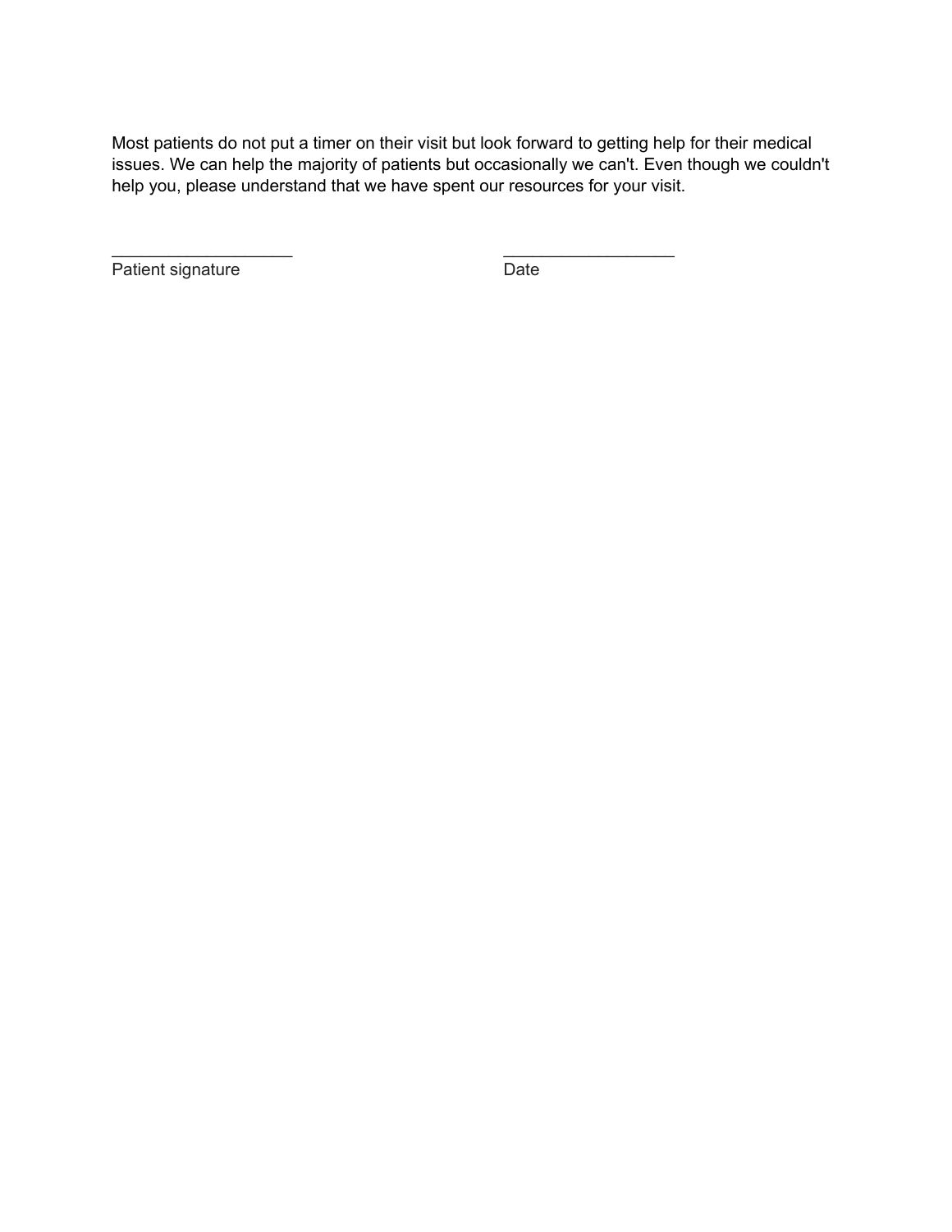Most patients do not put a timer on their visit but look forward to getting help for their medical issues. We can help the majority of patients but occasionally we can't. Even though we couldn't help you, please understand that we have spent our resources for your visit.

| | |
|---|---|
| ____________________ | ___________________ |
| Patient signature | Date |